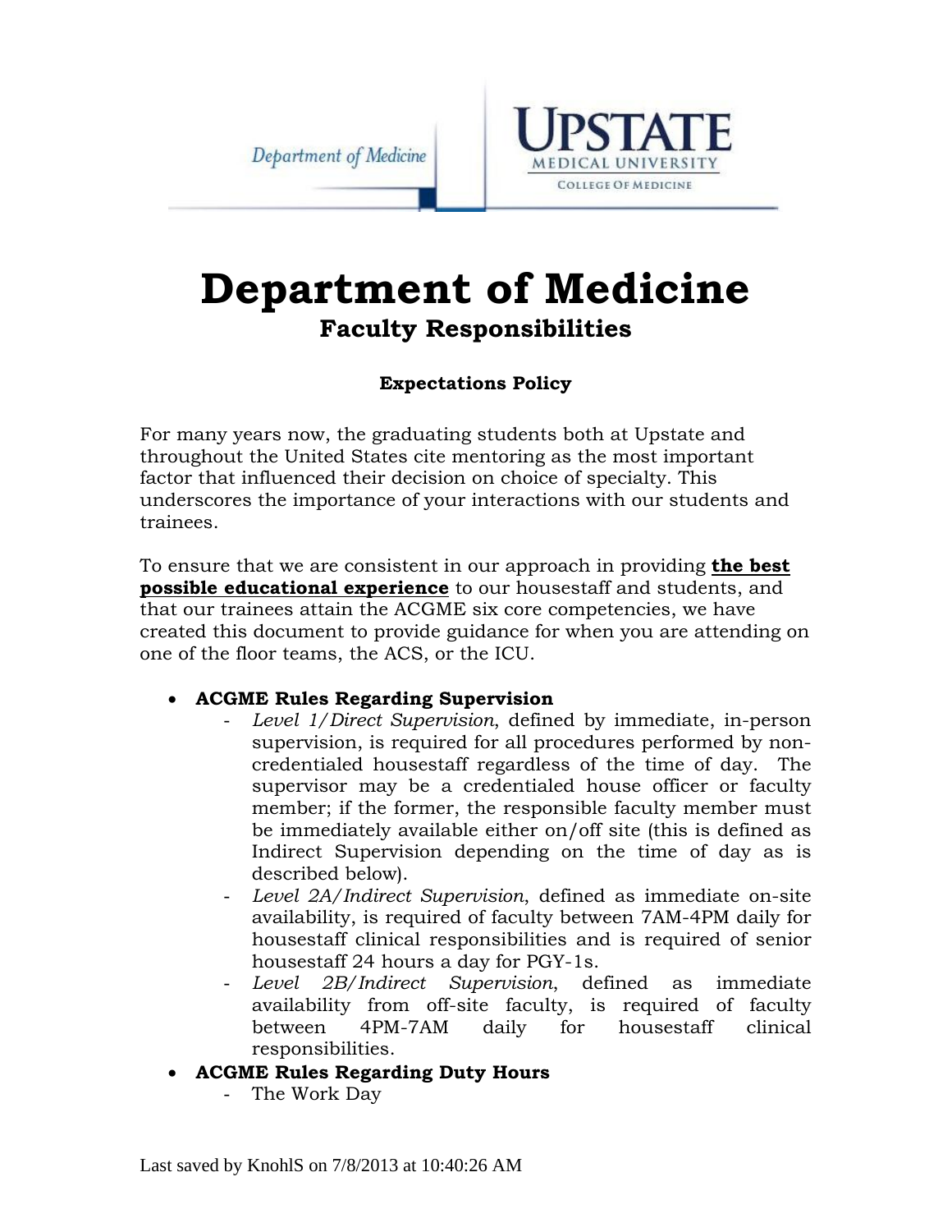Department of Medicine

UPSTATE MEDICAL UNIVERSITY
COLLEGE OF MEDICINE

# Department of Medicine

## Faculty Responsibilities

### Expectations Policy

For many years now, the graduating students both at Upstate and throughout the United States cite mentoring as the most important factor that influenced their decision on choice of specialty. This underscores the importance of your interactions with our students and trainees.

To ensure that we are consistent in our approach in providing **the best possible educational experience** to our housestaff and students, and that our trainees attain the ACGME six core competencies, we have created this document to provide guidance for when you are attending on one of the floor teams, the ACS, or the ICU.

- **ACGME Rules Regarding Supervision**
  - *Level 1/Direct Supervision*, defined by immediate, in-person supervision, is required for all procedures performed by non-credentialed housestaff regardless of the time of day. The supervisor may be a credentialed house officer or faculty member; if the former, the responsible faculty member must be immediately available either on/off site (this is defined as Indirect Supervision depending on the time of day as is described below).
  - *Level 2A/Indirect Supervision*, defined as immediate on-site availability, is required of faculty between 7AM-4PM daily for housestaff clinical responsibilities and is required of senior housestaff 24 hours a day for PGY-1s.
  - *Level 2B/Indirect Supervision*, defined as immediate availability from off-site faculty, is required of faculty between 4PM-7AM daily for housestaff clinical responsibilities.
- **ACGME Rules Regarding Duty Hours**
  - The Work Day

Last saved by KnohlS on 7/8/2013 at 10:40:26 AM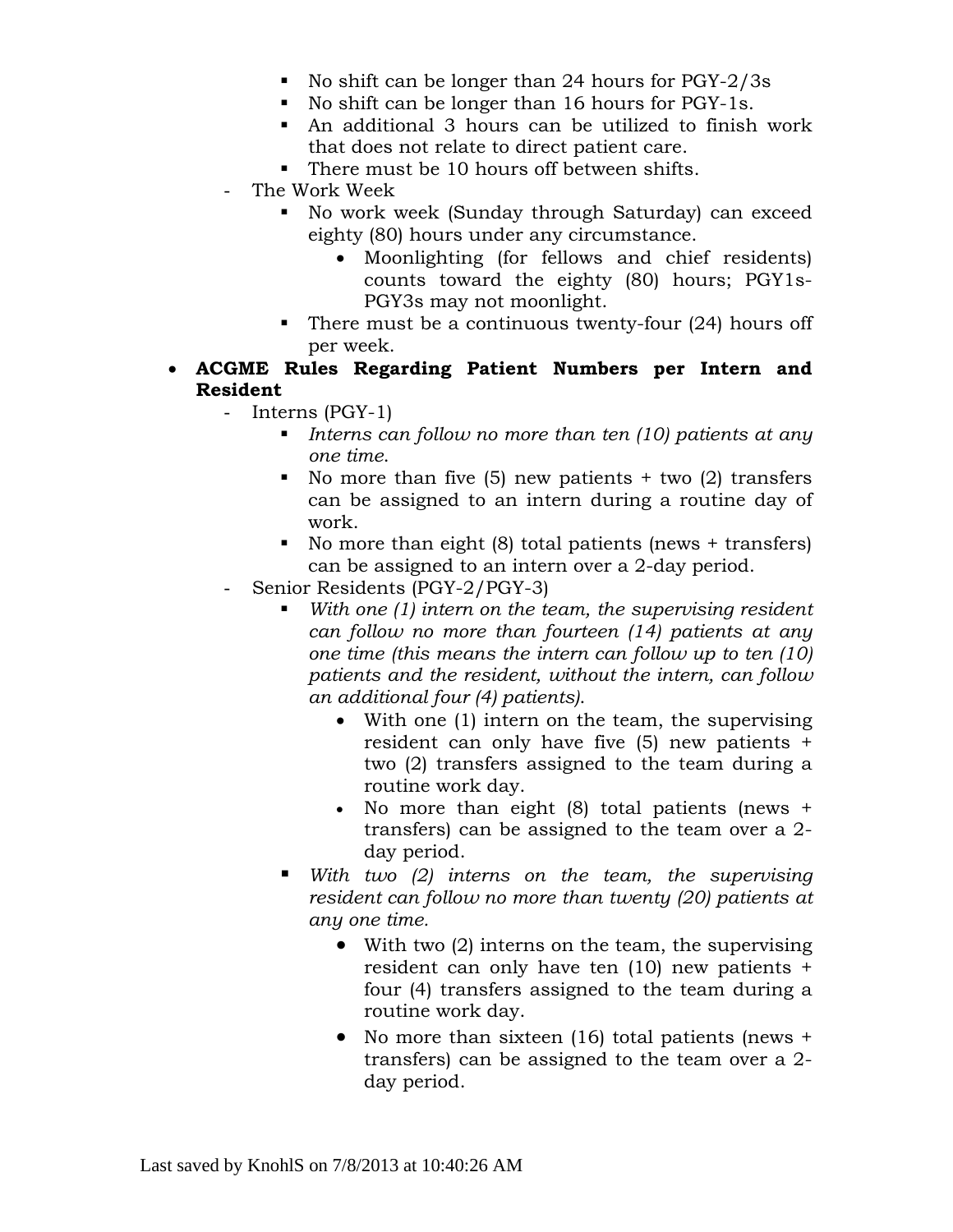- No shift can be longer than 24 hours for PGY-2/3s
    - No shift can be longer than 16 hours for PGY-1s.
    - An additional 3 hours can be utilized to finish work that does not relate to direct patient care.
    - There must be 10 hours off between shifts.
  - The Work Week
    - No work week (Sunday through Saturday) can exceed eighty (80) hours under any circumstance.
      - Moonlighting (for fellows and chief residents) counts toward the eighty (80) hours; PGY1s-PGY3s may not moonlight.
    - There must be a continuous twenty-four (24) hours off per week.

- **ACGME Rules Regarding Patient Numbers per Intern and Resident**
  - Interns (PGY-1)
    - *Interns can follow no more than ten (10) patients at any one time.*
    - No more than five (5) new patients + two (2) transfers can be assigned to an intern during a routine day of work.
    - No more than eight (8) total patients (news + transfers) can be assigned to an intern over a 2-day period.
  - Senior Residents (PGY-2/PGY-3)
    - *With one (1) intern on the team, the supervising resident can follow no more than fourteen (14) patients at any one time (this means the intern can follow up to ten (10) patients and the resident, without the intern, can follow an additional four (4) patients).*
      - With one (1) intern on the team, the supervising resident can only have five (5) new patients + two (2) transfers assigned to the team during a routine work day.
      - No more than eight (8) total patients (news + transfers) can be assigned to the team over a 2-day period.
    - *With two (2) interns on the team, the supervising resident can follow no more than twenty (20) patients at any one time.*
      - With two (2) interns on the team, the supervising resident can only have ten (10) new patients + four (4) transfers assigned to the team during a routine work day.
      - No more than sixteen (16) total patients (news + transfers) can be assigned to the team over a 2-day period.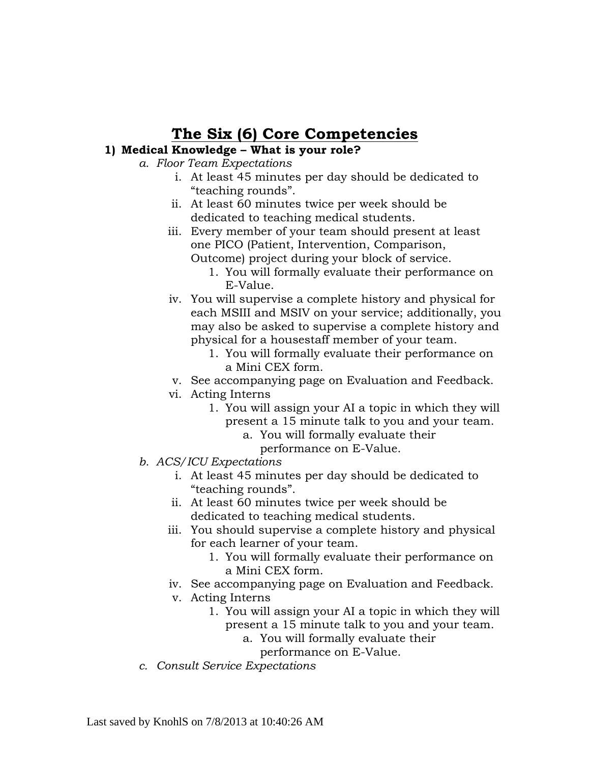# The Six (6) Core Competencies

1) **Medical Knowledge – What is your role?**
   a. *Floor Team Expectations*
      i. At least 45 minutes per day should be dedicated to "teaching rounds".
      ii. At least 60 minutes twice per week should be dedicated to teaching medical students.
      iii. Every member of your team should present at least one PICO (Patient, Intervention, Comparison, Outcome) project during your block of service.
         1. You will formally evaluate their performance on E-Value.
      iv. You will supervise a complete history and physical for each MSIII and MSIV on your service; additionally, you may also be asked to supervise a complete history and physical for a housestaff member of your team.
         1. You will formally evaluate their performance on a Mini CEX form.
      v. See accompanying page on Evaluation and Feedback.
      vi. Acting Interns
         1. You will assign your AI a topic in which they will present a 15 minute talk to you and your team.
            a. You will formally evaluate their performance on E-Value.

   b. *ACS/ICU Expectations*
      i. At least 45 minutes per day should be dedicated to "teaching rounds".
      ii. At least 60 minutes twice per week should be dedicated to teaching medical students.
      iii. You should supervise a complete history and physical for each learner of your team.
         1. You will formally evaluate their performance on a Mini CEX form.
      iv. See accompanying page on Evaluation and Feedback.
      v. Acting Interns
         1. You will assign your AI a topic in which they will present a 15 minute talk to you and your team.
            a. You will formally evaluate their performance on E-Value.

   c. *Consult Service Expectations*

Last saved by KnohlS on 7/8/2013 at 10:40:26 AM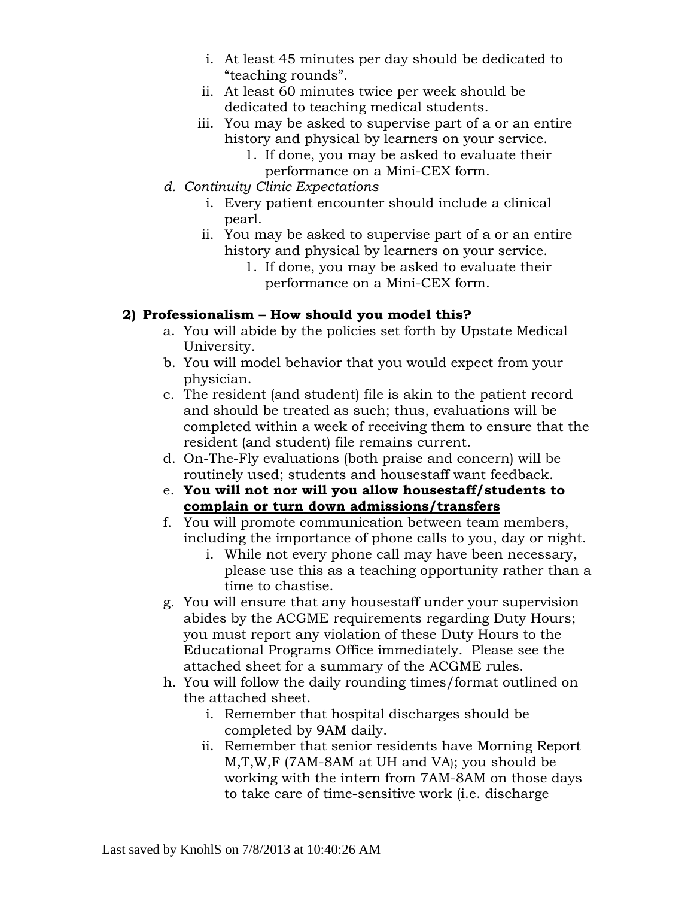i. At least 45 minutes per day should be dedicated to "teaching rounds".
   ii. At least 60 minutes twice per week should be dedicated to teaching medical students.
   iii. You may be asked to supervise part of a or an entire history and physical by learners on your service.
      1. If done, you may be asked to evaluate their performance on a Mini-CEX form.

d. *Continuity Clinic Expectations*
   i. Every patient encounter should include a clinical pearl.
   ii. You may be asked to supervise part of a or an entire history and physical by learners on your service.
      1. If done, you may be asked to evaluate their performance on a Mini-CEX form.

**2) Professionalism – How should you model this?**

a. You will abide by the policies set forth by Upstate Medical University.
b. You will model behavior that you would expect from your physician.
c. The resident (and student) file is akin to the patient record and should be treated as such; thus, evaluations will be completed within a week of receiving them to ensure that the resident (and student) file remains current.
d. On-The-Fly evaluations (both praise and concern) will be routinely used; students and housestaff want feedback.
e. <u>**You will not nor will you allow housestaff/students to complain or turn down admissions/transfers**</u>
f. You will promote communication between team members, including the importance of phone calls to you, day or night.
   i. While not every phone call may have been necessary, please use this as a teaching opportunity rather than a time to chastise.
g. You will ensure that any housestaff under your supervision abides by the ACGME requirements regarding Duty Hours; you must report any violation of these Duty Hours to the Educational Programs Office immediately. Please see the attached sheet for a summary of the ACGME rules.
h. You will follow the daily rounding times/format outlined on the attached sheet.
   i. Remember that hospital discharges should be completed by 9AM daily.
   ii. Remember that senior residents have Morning Report M,T,W,F (7AM-8AM at UH and VA); you should be working with the intern from 7AM-8AM on those days to take care of time-sensitive work (i.e. discharge

Last saved by KnohlS on 7/8/2013 at 10:40:26 AM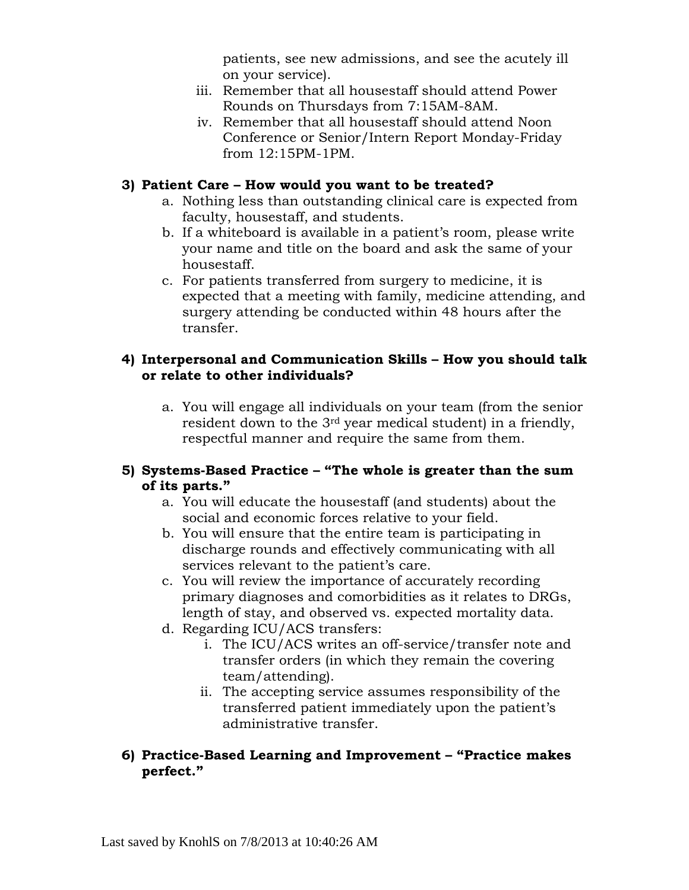patients, see new admissions, and see the acutely ill on your service).

   iii. Remember that all housestaff should attend Power Rounds on Thursdays from 7:15AM-8AM.
   iv. Remember that all housestaff should attend Noon Conference or Senior/Intern Report Monday-Friday from 12:15PM-1PM.

**3) Patient Care – How would you want to be treated?**

   a. Nothing less than outstanding clinical care is expected from faculty, housestaff, and students.
   b. If a whiteboard is available in a patient's room, please write your name and title on the board and ask the same of your housestaff.
   c. For patients transferred from surgery to medicine, it is expected that a meeting with family, medicine attending, and surgery attending be conducted within 48 hours after the transfer.

**4) Interpersonal and Communication Skills – How you should talk or relate to other individuals?**

   a. You will engage all individuals on your team (from the senior resident down to the 3rd year medical student) in a friendly, respectful manner and require the same from them.

**5) Systems-Based Practice – "The whole is greater than the sum of its parts."**

   a. You will educate the housestaff (and students) about the social and economic forces relative to your field.
   b. You will ensure that the entire team is participating in discharge rounds and effectively communicating with all services relevant to the patient's care.
   c. You will review the importance of accurately recording primary diagnoses and comorbidities as it relates to DRGs, length of stay, and observed vs. expected mortality data.
   d. Regarding ICU/ACS transfers:
      i. The ICU/ACS writes an off-service/transfer note and transfer orders (in which they remain the covering team/attending).
      ii. The accepting service assumes responsibility of the transferred patient immediately upon the patient's administrative transfer.

**6) Practice-Based Learning and Improvement – "Practice makes perfect."**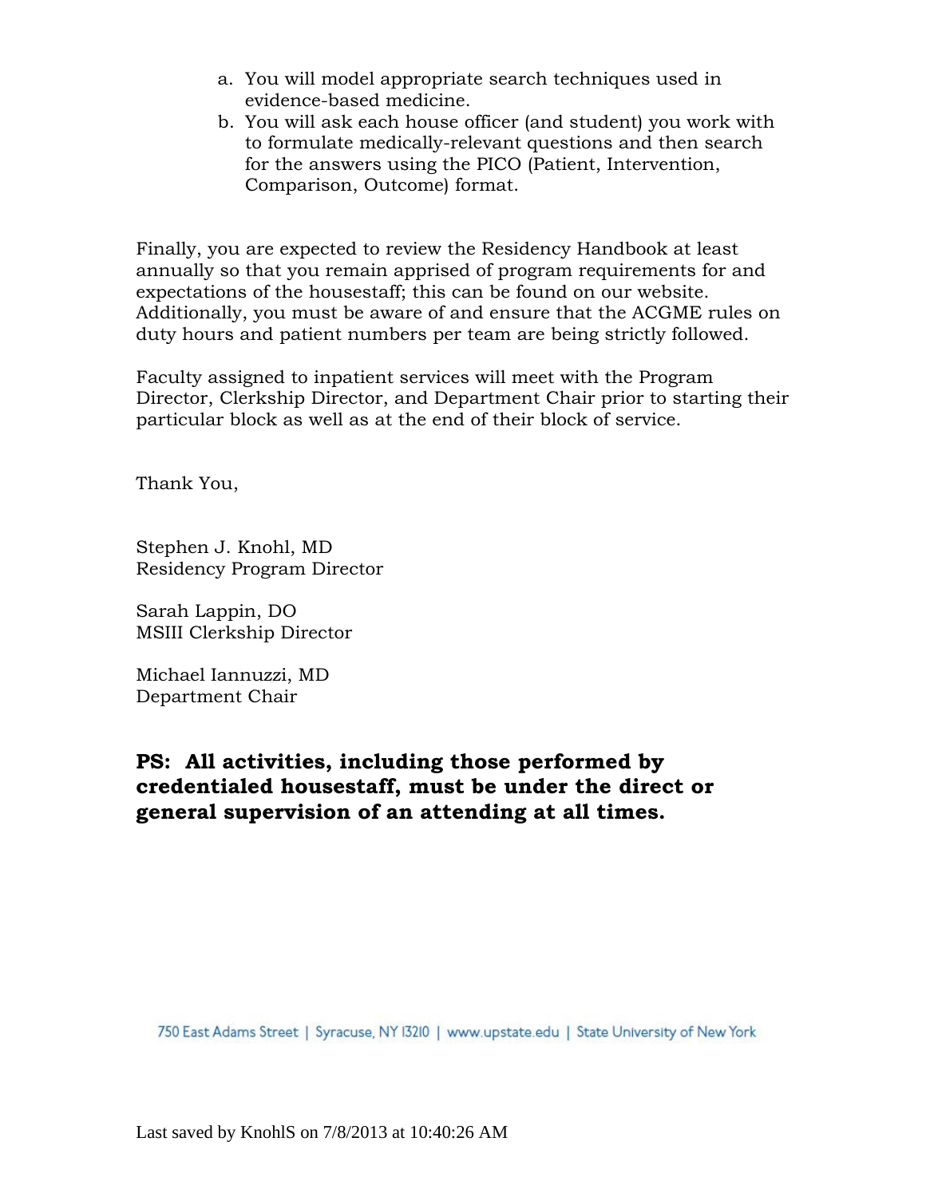a. You will model appropriate search techniques used in evidence-based medicine.
b. You will ask each house officer (and student) you work with to formulate medically-relevant questions and then search for the answers using the PICO (Patient, Intervention, Comparison, Outcome) format.

Finally, you are expected to review the Residency Handbook at least annually so that you remain apprised of program requirements for and expectations of the housestaff; this can be found on our website. Additionally, you must be aware of and ensure that the ACGME rules on duty hours and patient numbers per team are being strictly followed.

Faculty assigned to inpatient services will meet with the Program Director, Clerkship Director, and Department Chair prior to starting their particular block as well as at the end of their block of service.

Thank You,

Stephen J. Knohl, MD
Residency Program Director

Sarah Lappin, DO
MSIII Clerkship Director

Michael Iannuzzi, MD
Department Chair

**PS: All activities, including those performed by credentialed housestaff, must be under the direct or general supervision of an attending at all times.**

750 East Adams Street | Syracuse, NY 13210 | www.upstate.edu | State University of New York

Last saved by KnohlS on 7/8/2013 at 10:40:26 AM